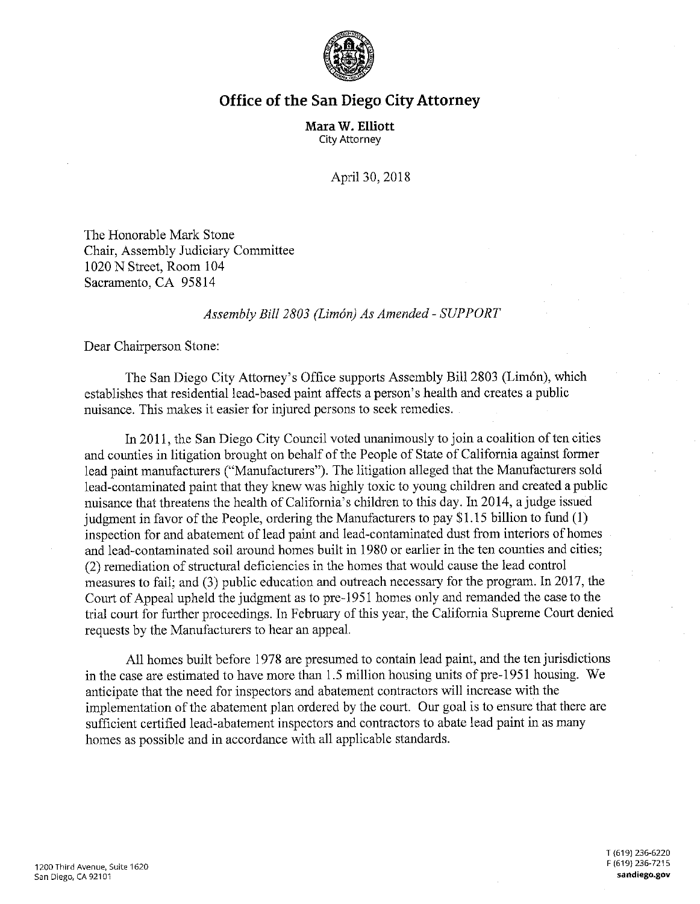# Office of the San Diego City Attorney

**Mara W. Elliott**
City Attorney

April 30, 2018

The Honorable Mark Stone
Chair, Assembly Judiciary Committee
1020 N Street, Room 104
Sacramento, CA 95814

*Assembly Bill 2803 (Limón) As Amended - SUPPORT*

Dear Chairperson Stone:

The San Diego City Attorney's Office supports Assembly Bill 2803 (Limón), which establishes that residential lead-based paint affects a person's health and creates a public nuisance. This makes it easier for injured persons to seek remedies.

In 2011, the San Diego City Council voted unanimously to join a coalition of ten cities and counties in litigation brought on behalf of the People of State of California against former lead paint manufacturers ("Manufacturers"). The litigation alleged that the Manufacturers sold lead-contaminated paint that they knew was highly toxic to young children and created a public nuisance that threatens the health of California's children to this day. In 2014, a judge issued judgment in favor of the People, ordering the Manufacturers to pay $1.15 billion to fund (1) inspection for and abatement of lead paint and lead-contaminated dust from interiors of homes and lead-contaminated soil around homes built in 1980 or earlier in the ten counties and cities; (2) remediation of structural deficiencies in the homes that would cause the lead control measures to fail; and (3) public education and outreach necessary for the program. In 2017, the Court of Appeal upheld the judgment as to pre-1951 homes only and remanded the case to the trial court for further proceedings. In February of this year, the California Supreme Court denied requests by the Manufacturers to hear an appeal.

All homes built before 1978 are presumed to contain lead paint, and the ten jurisdictions in the case are estimated to have more than 1.5 million housing units of pre-1951 housing. We anticipate that the need for inspectors and abatement contractors will increase with the implementation of the abatement plan ordered by the court. Our goal is to ensure that there are sufficient certified lead-abatement inspectors and contractors to abate lead paint in as many homes as possible and in accordance with all applicable standards.

1200 Third Avenue, Suite 1620
San Diego, CA 92101

T (619) 236-6220
F (619) 236-7215
**sandiego.gov**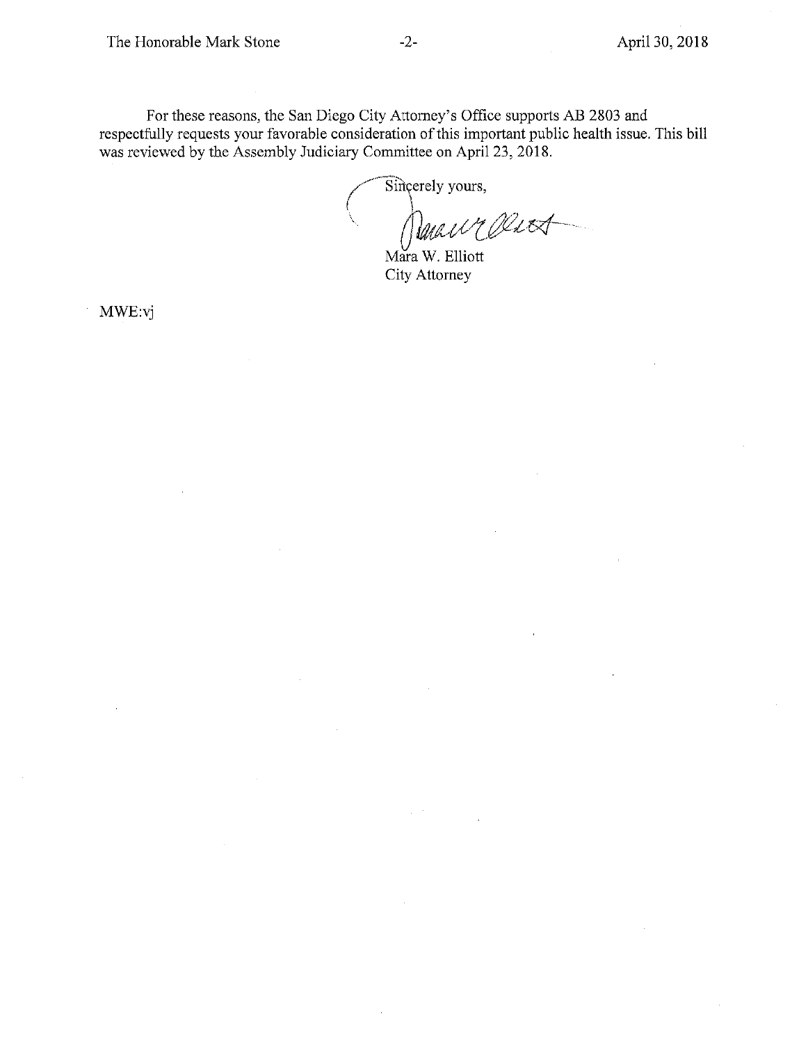For these reasons, the San Diego City Attorney's Office supports AB 2803 and respectfully requests your favorable consideration of this important public health issue. This bill was reviewed by the Assembly Judiciary Committee on April 23, 2018.

Sincerely yours,

Mara W. Elliott
City Attorney

MWE:vj